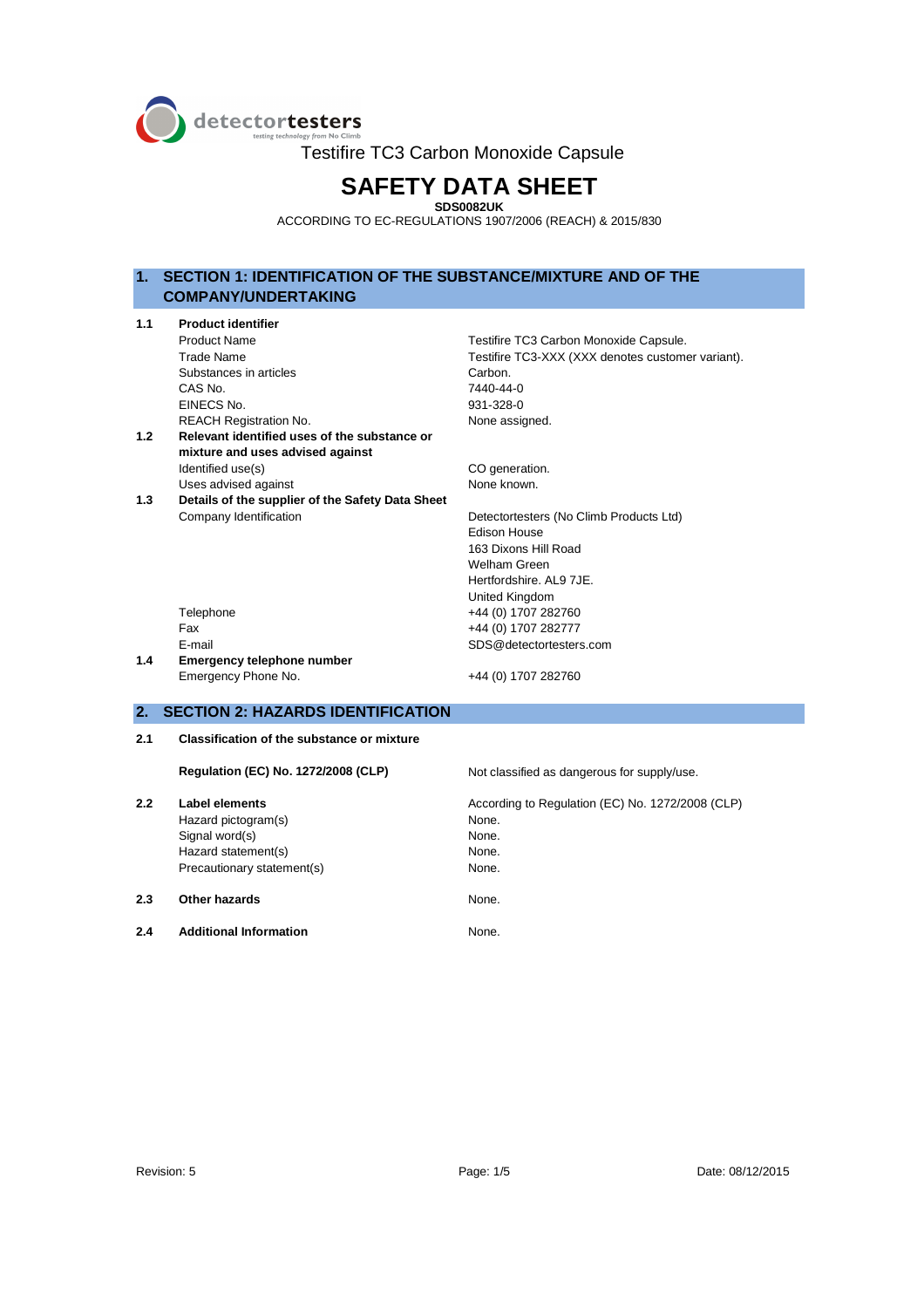detectortesters
testing technology from No Climb

Testifire TC3 Carbon Monoxide Capsule

# SAFETY DATA SHEET

**SDS0082UK**

ACCORDING TO EC-REGULATIONS 1907/2006 (REACH) & 2015/830

## 1. SECTION 1: IDENTIFICATION OF THE SUBSTANCE/MIXTURE AND OF THE COMPANY/UNDERTAKING

| | | |
|---|---|---|
| **1.1** | **Product identifier** | |
| | Product Name | Testifire TC3 Carbon Monoxide Capsule. |
| | Trade Name | Testifire TC3-XXX (XXX denotes customer variant). |
| | Substances in articles | Carbon. |
| | CAS No. | 7440-44-0 |
| | EINECS No. | 931-328-0 |
| | REACH Registration No. | None assigned. |
| **1.2** | **Relevant identified uses of the substance or mixture and uses advised against** | |
| | Identified use(s) | CO generation. |
| | Uses advised against | None known. |
| **1.3** | **Details of the supplier of the Safety Data Sheet** | |
| | Company Identification | Detectortesters (No Climb Products Ltd)<br>Edison House<br>163 Dixons Hill Road<br>Welham Green<br>Hertfordshire. AL9 7JE.<br>United Kingdom |
| | Telephone | +44 (0) 1707 282760 |
| | Fax | +44 (0) 1707 282777 |
| | E-mail | SDS@detectortesters.com |
| **1.4** | **Emergency telephone number** | |
| | Emergency Phone No. | +44 (0) 1707 282760 |

## 2. SECTION 2: HAZARDS IDENTIFICATION

| | | |
|---|---|---|
| **2.1** | **Classification of the substance or mixture** | |
| | **Regulation (EC) No. 1272/2008 (CLP)** | Not classified as dangerous for supply/use. |
| **2.2** | **Label elements** | According to Regulation (EC) No. 1272/2008 (CLP) |
| | Hazard pictogram(s) | None. |
| | Signal word(s) | None. |
| | Hazard statement(s) | None. |
| | Precautionary statement(s) | None. |
| **2.3** | **Other hazards** | None. |
| **2.4** | **Additional Information** | None. |

Revision: 5 | Date: 08/12/2015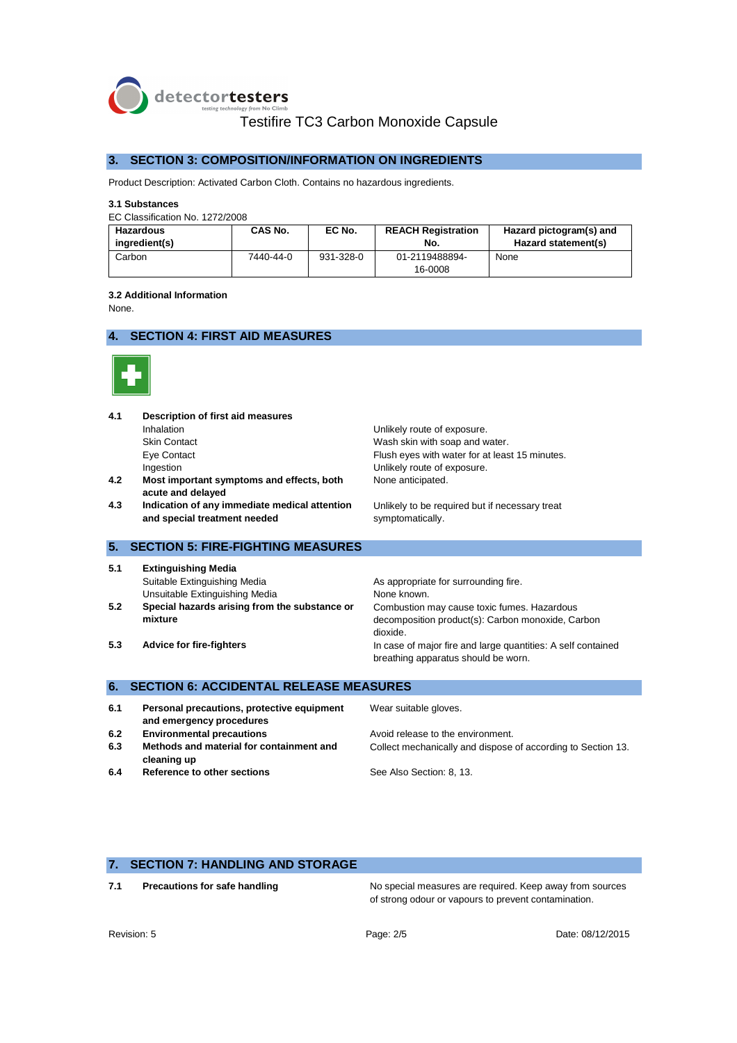## 3. SECTION 3: COMPOSITION/INFORMATION ON INGREDIENTS

Product Description: Activated Carbon Cloth. Contains no hazardous ingredients.

**3.1 Substances**

EC Classification No. 1272/2008

| Hazardous ingredient(s) | CAS No. | EC No. | REACH Registration No. | Hazard pictogram(s) and Hazard statement(s) |
|---|---|---|---|---|
| Carbon | 7440-44-0 | 931-328-0 | 01-2119488894-16-0008 | None |

**3.2 Additional Information**

None.

## 4. SECTION 4: FIRST AID MEASURES

**4.1 Description of first aid measures**

- Inhalation: Unlikely route of exposure.
- Skin Contact: Wash skin with soap and water.
- Eye Contact: Flush eyes with water for at least 15 minutes.
- Ingestion: Unlikely route of exposure.

**4.2 Most important symptoms and effects, both acute and delayed**: None anticipated.

**4.3 Indication of any immediate medical attention and special treatment needed**: Unlikely to be required but if necessary treat symptomatically.

## 5. SECTION 5: FIRE-FIGHTING MEASURES

**5.1 Extinguishing Media**

- Suitable Extinguishing Media: As appropriate for surrounding fire.
- Unsuitable Extinguishing Media: None known.

**5.2 Special hazards arising from the substance or mixture**: Combustion may cause toxic fumes. Hazardous decomposition product(s): Carbon monoxide, Carbon dioxide.

**5.3 Advice for fire-fighters**: In case of major fire and large quantities: A self contained breathing apparatus should be worn.

## 6. SECTION 6: ACCIDENTAL RELEASE MEASURES

**6.1 Personal precautions, protective equipment and emergency procedures**: Wear suitable gloves.

**6.2 Environmental precautions**: Avoid release to the environment.

**6.3 Methods and material for containment and cleaning up**: Collect mechanically and dispose of according to Section 13.

**6.4 Reference to other sections**: See Also Section: 8, 13.

## 7. SECTION 7: HANDLING AND STORAGE

**7.1 Precautions for safe handling**: No special measures are required. Keep away from sources of strong odour or vapours to prevent contamination.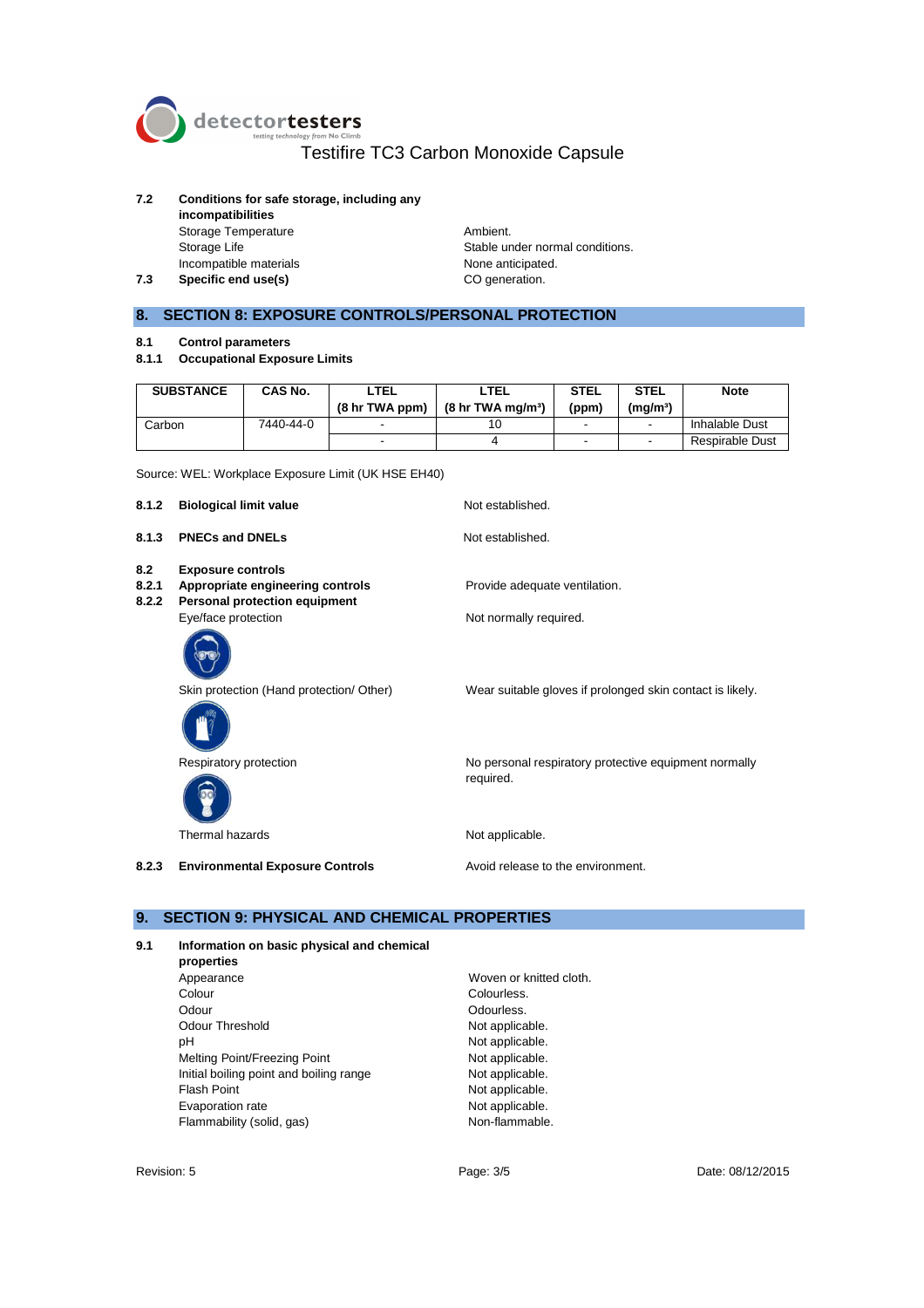**7.2 Conditions for safe storage, including any incompatibilities**

Storage Temperature: Ambient.

Storage Life: Stable under normal conditions.

Incompatible materials: None anticipated.

**7.3 Specific end use(s)**: CO generation.

## 8. SECTION 8: EXPOSURE CONTROLS/PERSONAL PROTECTION

**8.1 Control parameters**

**8.1.1 Occupational Exposure Limits**

| SUBSTANCE | CAS No. | LTEL (8 hr TWA ppm) | LTEL (8 hr TWA mg/m³) | STEL (ppm) | STEL (mg/m³) | Note |
|---|---|---|---|---|---|---|
| Carbon | 7440-44-0 | - | 10 | - | - | Inhalable Dust |
| | | - | 4 | - | - | Respirable Dust |

Source: WEL: Workplace Exposure Limit (UK HSE EH40)

**8.1.2 Biological limit value**: Not established.

**8.1.3 PNECs and DNELs**: Not established.

**8.2 Exposure controls**

**8.2.1 Appropriate engineering controls**: Provide adequate ventilation.

**8.2.2 Personal protection equipment**

Eye/face protection: Not normally required.

Skin protection (Hand protection/ Other): Wear suitable gloves if prolonged skin contact is likely.

Respiratory protection: No personal respiratory protective equipment normally required.

Thermal hazards: Not applicable.

**8.2.3 Environmental Exposure Controls**: Avoid release to the environment.

## 9. SECTION 9: PHYSICAL AND CHEMICAL PROPERTIES

**9.1 Information on basic physical and chemical properties**

| Property | Value |
|---|---|
| Appearance | Woven or knitted cloth. |
| Colour | Colourless. |
| Odour | Odourless. |
| Odour Threshold | Not applicable. |
| pH | Not applicable. |
| Melting Point/Freezing Point | Not applicable. |
| Initial boiling point and boiling range | Not applicable. |
| Flash Point | Not applicable. |
| Evaporation rate | Not applicable. |
| Flammability (solid, gas) | Non-flammable. |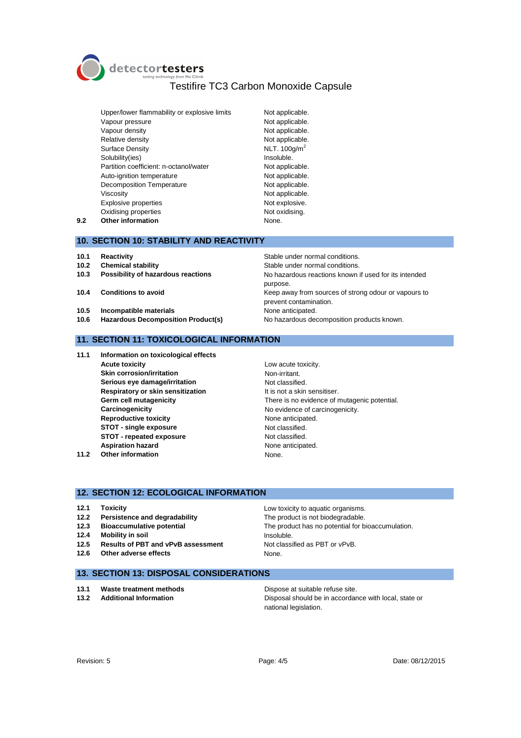| | | |
|---|---|---|
| | Upper/lower flammability or explosive limits | Not applicable. |
| | Vapour pressure | Not applicable. |
| | Vapour density | Not applicable. |
| | Relative density | Not applicable. |
| | Surface Density | NLT. 100g/$m^2$ |
| | Solubility(ies) | Insoluble. |
| | Partition coefficient: n-octanol/water | Not applicable. |
| | Auto-ignition temperature | Not applicable. |
| | Decomposition Temperature | Not applicable. |
| | Viscosity | Not applicable. |
| | Explosive properties | Not explosive. |
| | Oxidising properties | Not oxidising. |
| **9.2** | **Other information** | None. |

## 10. SECTION 10: STABILITY AND REACTIVITY

| | | |
|---|---|---|
| **10.1** | **Reactivity** | Stable under normal conditions. |
| **10.2** | **Chemical stability** | Stable under normal conditions. |
| **10.3** | **Possibility of hazardous reactions** | No hazardous reactions known if used for its intended purpose. |
| **10.4** | **Conditions to avoid** | Keep away from sources of strong odour or vapours to prevent contamination. |
| **10.5** | **Incompatible materials** | None anticipated. |
| **10.6** | **Hazardous Decomposition Product(s)** | No hazardous decomposition products known. |

## 11. SECTION 11: TOXICOLOGICAL INFORMATION

| | | |
|---|---|---|
| **11.1** | **Information on toxicological effects** | |
| | **Acute toxicity** | Low acute toxicity. |
| | **Skin corrosion/irritation** | Non-irritant. |
| | **Serious eye damage/irritation** | Not classified. |
| | **Respiratory or skin sensitization** | It is not a skin sensitiser. |
| | **Germ cell mutagenicity** | There is no evidence of mutagenic potential. |
| | **Carcinogenicity** | No evidence of carcinogenicity. |
| | **Reproductive toxicity** | None anticipated. |
| | **STOT - single exposure** | Not classified. |
| | **STOT - repeated exposure** | Not classified. |
| | **Aspiration hazard** | None anticipated. |
| **11.2** | **Other information** | None. |

## 12. SECTION 12: ECOLOGICAL INFORMATION

| | | |
|---|---|---|
| **12.1** | **Toxicity** | Low toxicity to aquatic organisms. |
| **12.2** | **Persistence and degradability** | The product is not biodegradable. |
| **12.3** | **Bioaccumulative potential** | The product has no potential for bioaccumulation. |
| **12.4** | **Mobility in soil** | Insoluble. |
| **12.5** | **Results of PBT and vPvB assessment** | Not classified as PBT or vPvB. |
| **12.6** | **Other adverse effects** | None. |

## 13. SECTION 13: DISPOSAL CONSIDERATIONS

| | | |
|---|---|---|
| **13.1** | **Waste treatment methods** | Dispose at suitable refuse site. |
| **13.2** | **Additional Information** | Disposal should be in accordance with local, state or national legislation. |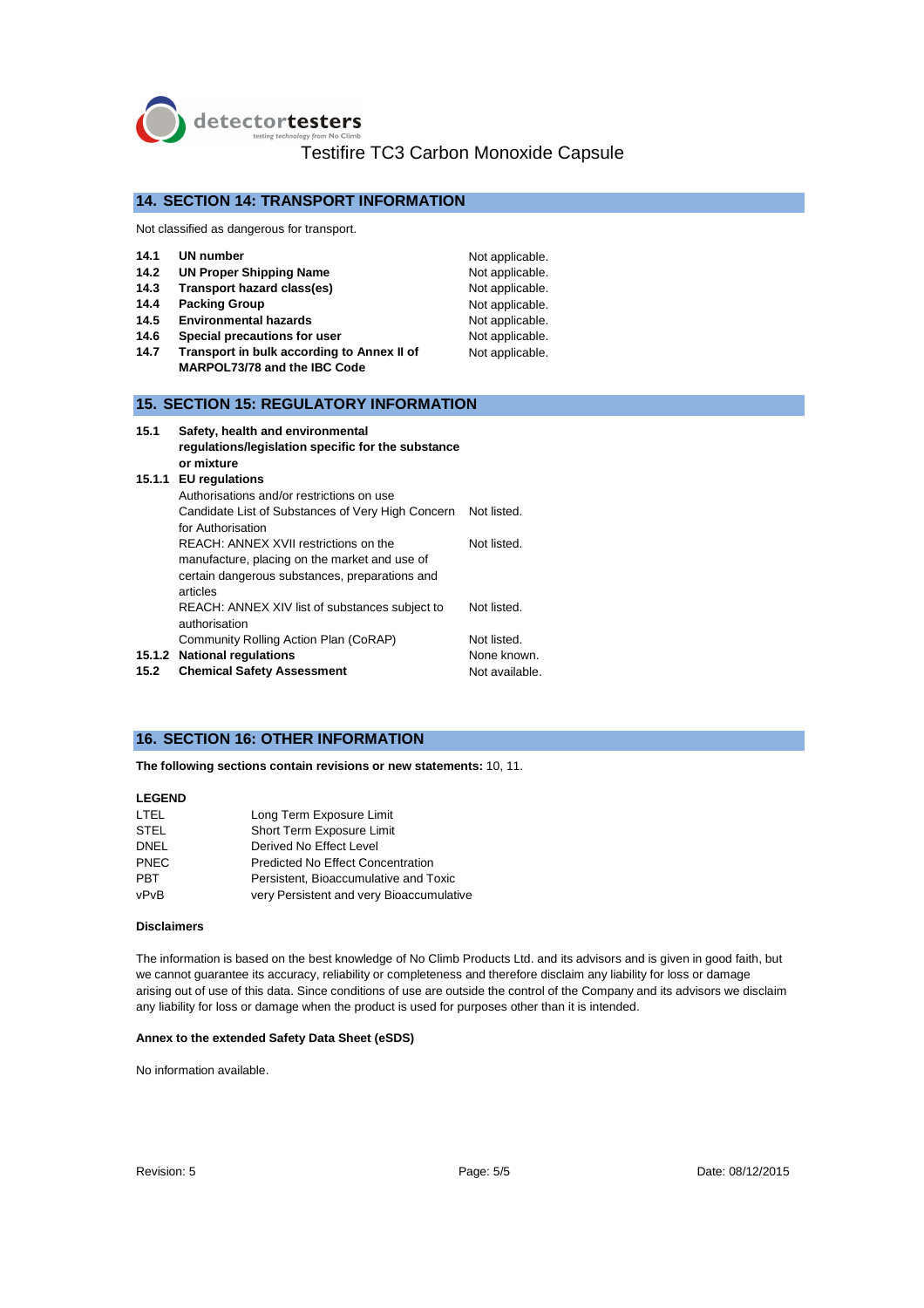## 14. SECTION 14: TRANSPORT INFORMATION

Not classified as dangerous for transport.

| | | |
|---|---|---|
| **14.1** | **UN number** | Not applicable. |
| **14.2** | **UN Proper Shipping Name** | Not applicable. |
| **14.3** | **Transport hazard class(es)** | Not applicable. |
| **14.4** | **Packing Group** | Not applicable. |
| **14.5** | **Environmental hazards** | Not applicable. |
| **14.6** | **Special precautions for user** | Not applicable. |
| **14.7** | **Transport in bulk according to Annex II of MARPOL73/78 and the IBC Code** | Not applicable. |

## 15. SECTION 15: REGULATORY INFORMATION

| | | |
|---|---|---|
| **15.1** | **Safety, health and environmental regulations/legislation specific for the substance or mixture** | |
| **15.1.1** | **EU regulations** | |
| | Authorisations and/or restrictions on use | |
| | Candidate List of Substances of Very High Concern for Authorisation | Not listed. |
| | REACH: ANNEX XVII restrictions on the manufacture, placing on the market and use of certain dangerous substances, preparations and articles | Not listed. |
| | REACH: ANNEX XIV list of substances subject to authorisation | Not listed. |
| | Community Rolling Action Plan (CoRAP) | Not listed. |
| **15.1.2** | **National regulations** | None known. |
| **15.2** | **Chemical Safety Assessment** | Not available. |

## 16. SECTION 16: OTHER INFORMATION

**The following sections contain revisions or new statements:** 10, 11.

**LEGEND**

| | |
|---|---|
| LTEL | Long Term Exposure Limit |
| STEL | Short Term Exposure Limit |
| DNEL | Derived No Effect Level |
| PNEC | Predicted No Effect Concentration |
| PBT | Persistent, Bioaccumulative and Toxic |
| vPvB | very Persistent and very Bioaccumulative |

**Disclaimers**

The information is based on the best knowledge of No Climb Products Ltd. and its advisors and is given in good faith, but we cannot guarantee its accuracy, reliability or completeness and therefore disclaim any liability for loss or damage arising out of use of this data. Since conditions of use are outside the control of the Company and its advisors we disclaim any liability for loss or damage when the product is used for purposes other than it is intended.

**Annex to the extended Safety Data Sheet (eSDS)**

No information available.